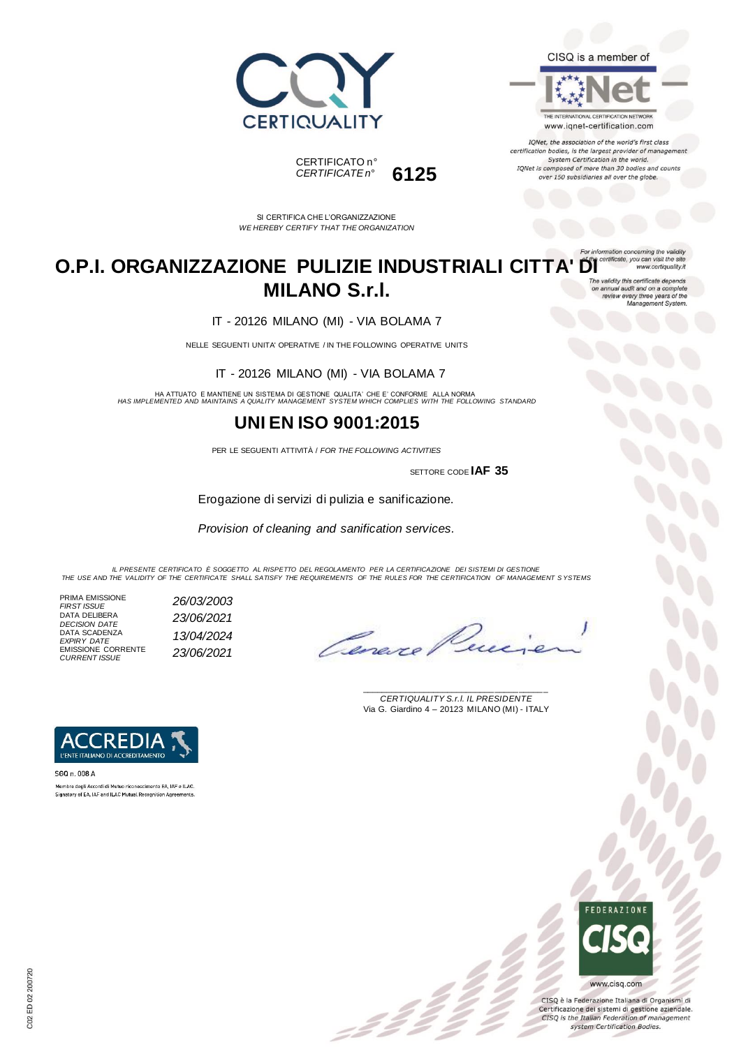CISQ is a member of

www.iqnet-certification.com

*IQNet, the association of the world's first class certification bodies, is the largest provider of management System Certification in the world. IQNet is composed of more than 30 bodies and counts over 150 subsidiaries all over the globe.*

CERTIFICATO n°
*CERTIFICATE n°* **6125**

SI CERTIFICA CHE L'ORGANIZZAZIONE
*WE HEREBY CERTIFY THAT THE ORGANIZATION*

*For information concerning the validity of the certificate, you can visit the site www.certiquality.it*

*The validity this certificate depends on annual audit and on a complete review every three years of the Management System.*

# O.P.I. ORGANIZZAZIONE PULIZIE INDUSTRIALI CITTA' DI MILANO S.r.l.

IT - 20126 MILANO (MI) - VIA BOLAMA 7

NELLE SEGUENTI UNITA' OPERATIVE / IN THE FOLLOWING OPERATIVE UNITS

IT - 20126 MILANO (MI) - VIA BOLAMA 7

HA ATTUATO E MANTIENE UN SISTEMA DI GESTIONE QUALITA' CHE E' CONFORME ALLA NORMA
*HAS IMPLEMENTED AND MAINTAINS A QUALITY MANAGEMENT SYSTEM WHICH COMPLIES WITH THE FOLLOWING STANDARD*

## UNI EN ISO 9001:2015

PER LE SEGUENTI ATTIVITÀ / *FOR THE FOLLOWING ACTIVITIES*

SETTORE CODE **IAF 35**

Erogazione di servizi di pulizia e sanificazione.

*Provision of cleaning and sanification services.*

*IL PRESENTE CERTIFICATO È SOGGETTO AL RISPETTO DEL REGOLAMENTO PER LA CERTIFICAZIONE DEI SISTEMI DI GESTIONE*
*THE USE AND THE VALIDITY OF THE CERTIFICATE SHALL SATISFY THE REQUIREMENTS OF THE RULES FOR THE CERTIFICATION OF MANAGEMENT SYSTEMS*

| | |
|---|---|
| PRIMA EMISSIONE *FIRST ISSUE* | *26/03/2003* |
| DATA DELIBERA *DECISION DATE* | *23/06/2021* |
| DATA SCADENZA *EXPIRY DATE* | *13/04/2024* |
| EMISSIONE CORRENTE *CURRENT ISSUE* | *23/06/2021* |

*CERTIQUALITY S.r.l. IL PRESIDENTE*
Via G. Giardino 4 – 20123 MILANO (MI) - ITALY

SGQ n. 008 A
Membro degli Accordi di Mutuo riconoscimento EA, IAF e ILAC.
Signatory of EA, IAF and ILAC Mutual Recognition Agreements.

www.cisq.com

CISQ è la Federazione Italiana di Organismi di Certificazione dei sistemi di gestione aziendale.
*CISQ is the Italian Federation of management system Certification Bodies.*

C02 ED 02 200720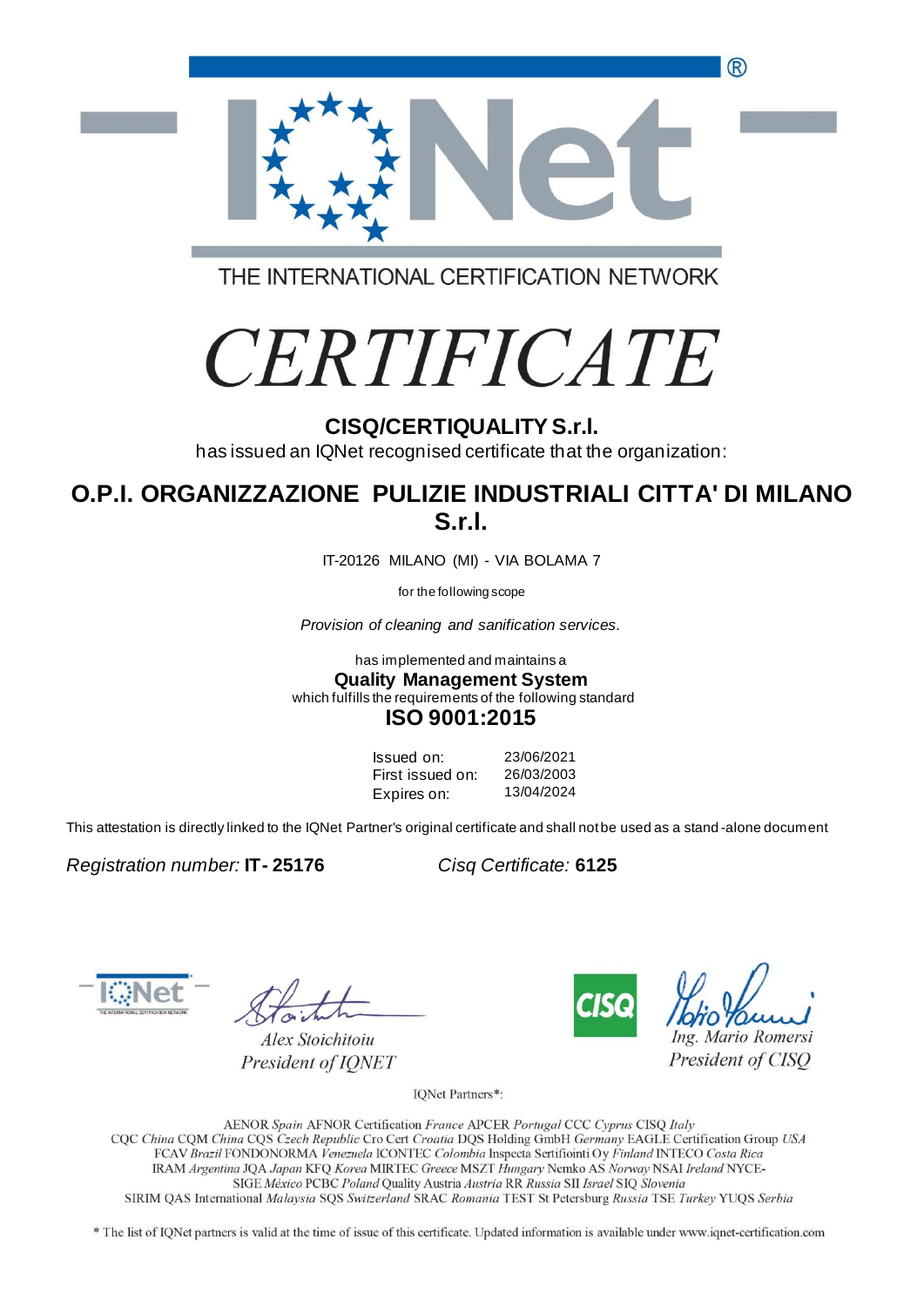THE INTERNATIONAL CERTIFICATION NETWORK

# CERTIFICATE

**CISQ/CERTIQUALITY S.r.l.**

has issued an IQNet recognised certificate that the organization:

## O.P.I. ORGANIZZAZIONE PULIZIE INDUSTRIALI CITTA' DI MILANO S.r.l.

IT-20126 MILANO (MI) - VIA BOLAMA 7

for the following scope

*Provision of cleaning and sanification services.*

has implemented and maintains a

**Quality Management System**

which fulfills the requirements of the following standard

**ISO 9001:2015**

| | |
|---|---|
| Issued on: | 23/06/2021 |
| First issued on: | 26/03/2003 |
| Expires on: | 13/04/2024 |

This attestation is directly linked to the IQNet Partner's original certificate and shall not be used as a stand-alone document

*Registration number:* **IT- 25176**    *Cisq Certificate:* **6125**

*Alex Stoichitoiu*
*President of IQNET*

*Ing. Mario Romersi*
*President of CISQ*

IQNet Partners*:

AENOR *Spain* AFNOR Certification *France* APCER *Portugal* CCC *Cyprus* CISQ *Italy*
CQC *China* CQM *China* CQS *Czech Republic* Cro Cert *Croatia* DQS Holding GmbH *Germany* EAGLE Certification Group *USA*
FCAV *Brazil* FONDONORMA *Venezuela* ICONTEC *Colombia* Inspecta Sertifiointi Oy *Finland* INTECO *Costa Rica*
IRAM *Argentina* JQA *Japan* KFQ *Korea* MIRTEC *Greece* MSZT *Hungary* Nemko AS *Norway* NSAI *Ireland* NYCE-SIGE *México* PCBC *Poland* Quality Austria *Austria* RR *Russia* SII *Israel* SIQ *Slovenia*
SIRIM QAS International *Malaysia* SQS *Switzerland* SRAC *Romania* TEST St Petersburg *Russia* TSE *Turkey* YUQS *Serbia*

* The list of IQNet partners is valid at the time of issue of this certificate. Updated information is available under www.iqnet-certification.com